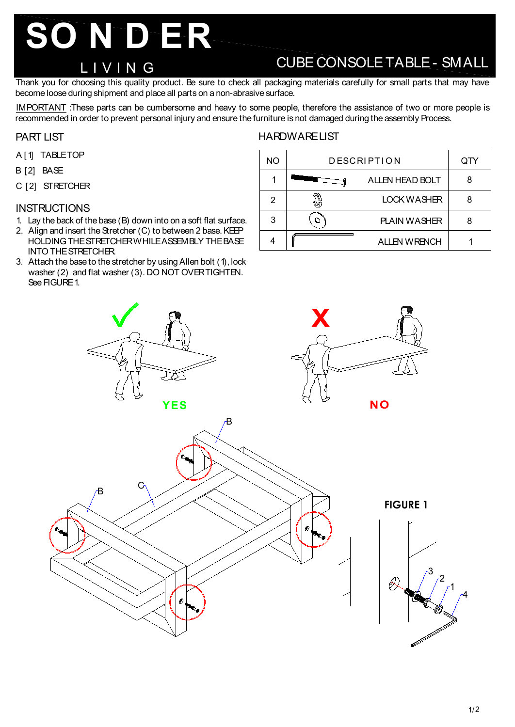# SONDER LIVING

## CUBE CONSOLE TABLE - SMALL

Thank you for choosing this quality product. Be sure to check all packaging materials carefully for small parts that may have become loose during shipment and place all parts on a non-abrasive surface.

IMPORTANT :These parts can be cumbersome and heavy to some people, therefore the assistance of two or more people is recommended in order to prevent personal injury and ensure the furniture is not damaged during the assembly Process.

## PART LIST

A [1] TABLE TOP

B [2] BASE

C [2] STRETCHER

## HARDWARE LIST

| NO | DESCRIPTION | QTY |
|---|---|---|
| 1 | ALLEN HEAD BOLT | 8 |
| 2 | LOCK WASHER | 8 |
| 3 | PLAIN WASHER | 8 |
| 4 | ALLEN WRENCH | 1 |

## INSTRUCTIONS

1. Lay the back of the base (B) down into on a soft flat surface.
2. Align and insert the Stretcher (C) to between 2 base. KEEP HOLDING THE STRETCHER WHILE ASSEMBLY THE BASE INTO THE STRETCHER.
3. Attach the base to the stretcher by using Allen bolt (1), lock washer (2) and flat washer (3). DO NOT OVERTIGHTEN. See FIGURE 1.

YES

NO

B

B

C

FIGURE 1

3

2

1

4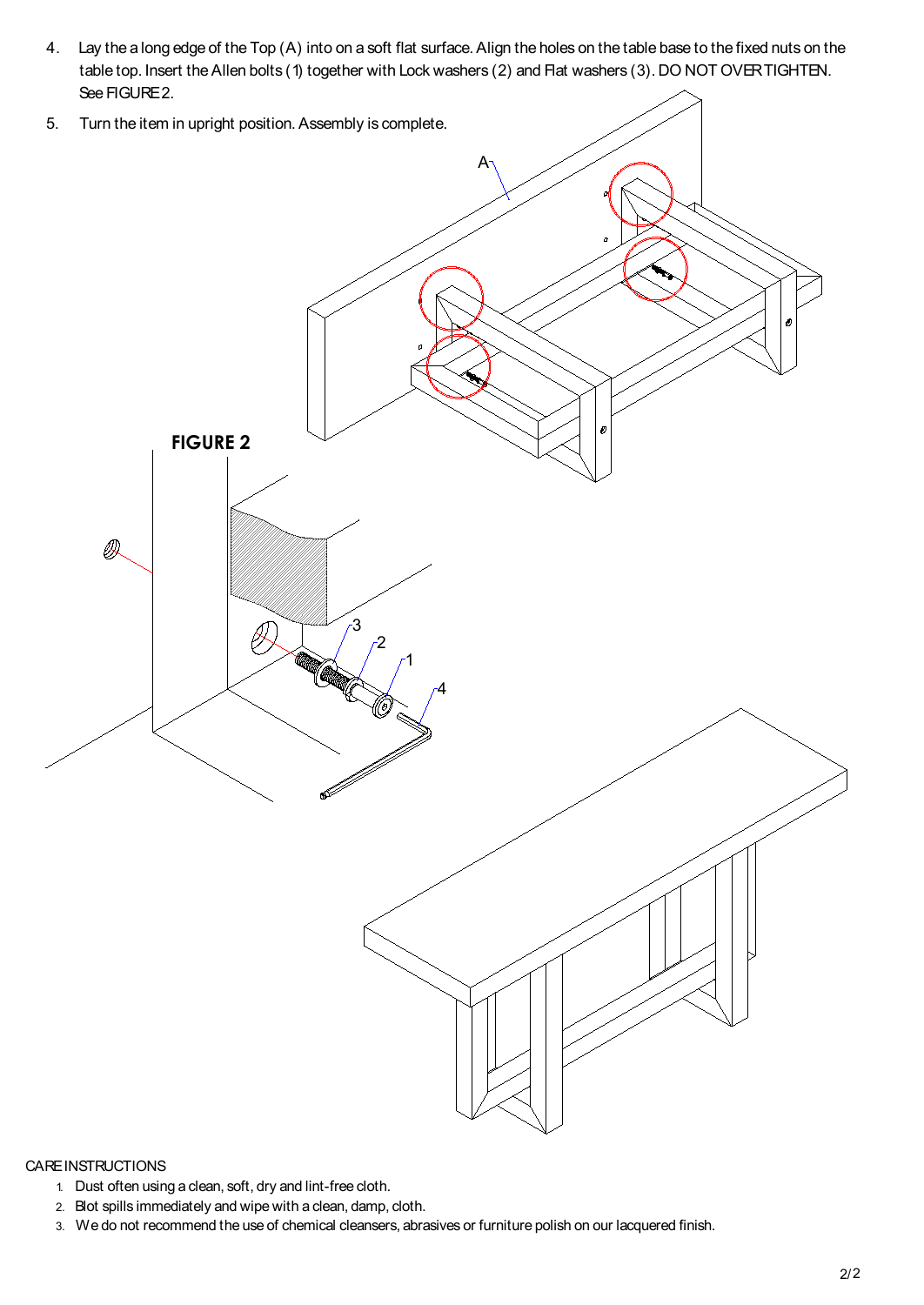4. Lay the a long edge of the Top (A) into on a soft flat surface. Align the holes on the table base to the fixed nuts on the table top. Insert the Allen bolts (1) together with Lock washers (2) and Flat washers (3). DO NOT OVERTIGHTEN. See FIGURE 2.

5. Turn the item in upright position. Assembly is complete.

A

**FIGURE 2**

3
2
1
4

CARE INSTRUCTIONS

1. Dust often using a clean, soft, dry and lint-free cloth.
2. Blot spills immediately and wipe with a clean, damp, cloth.
3. We do not recommend the use of chemical cleansers, abrasives or furniture polish on our lacquered finish.